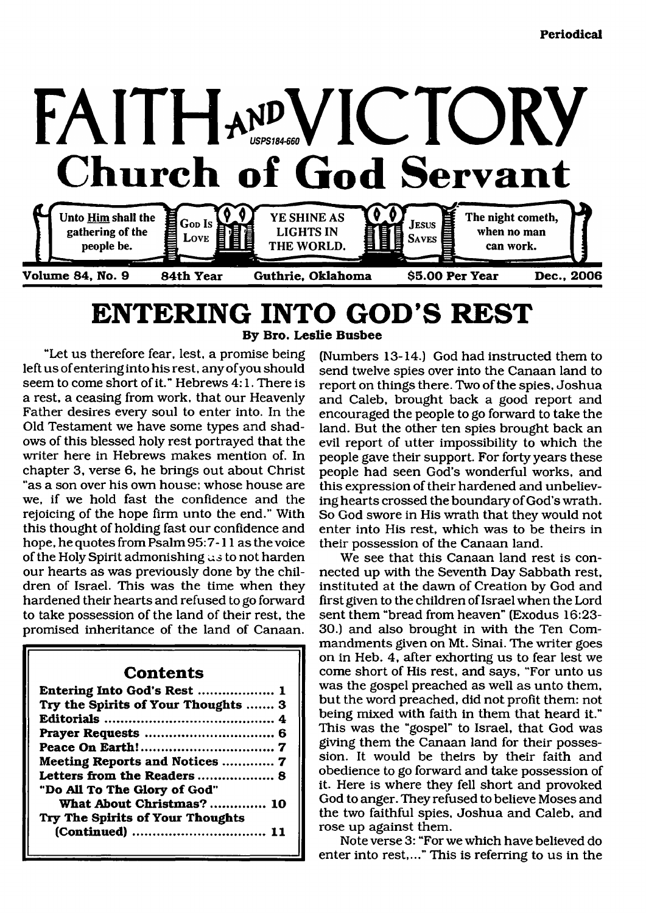Periodical

# FAITH AND VICTORY

USPS184-660

## Church of God Servant

Unto Him shall the gathering of the people be. | GOD IS LOVE | YE SHINE AS LIGHTS IN THE WORLD. | JESUS SAVES | The night cometh, when no man can work.

**Volume 84, No. 9 — 84th Year — Guthrie, Oklahoma — $5.00 Per Year — Dec., 2006**

# ENTERING INTO GOD'S REST

**By Bro. Leslie Busbee**

"Let us therefore fear, lest, a promise being left us of entering into his rest, any of you should seem to come short of it." Hebrews 4:1. There is a rest, a ceasing from work, that our Heavenly Father desires every soul to enter into. In the Old Testament we have some types and shadows of this blessed holy rest portrayed that the writer here in Hebrews makes mention of. In chapter 3, verse 6, he brings out about Christ "as a son over his own house; whose house are we, if we hold fast the confidence and the rejoicing of the hope firm unto the end." With this thought of holding fast our confidence and hope, he quotes from Psalm 95:7-11 as the voice of the Holy Spirit admonishing us to not harden our hearts as was previously done by the children of Israel. This was the time when they hardened their hearts and refused to go forward to take possession of the land of their rest, the promised inheritance of the land of Canaan. (Numbers 13-14.) God had instructed them to send twelve spies over into the Canaan land to report on things there. Two of the spies, Joshua and Caleb, brought back a good report and encouraged the people to go forward to take the land. But the other ten spies brought back an evil report of utter impossibility to which the people gave their support. For forty years these people had seen God's wonderful works, and this expression of their hardened and unbelieving hearts crossed the boundary of God's wrath. So God swore in His wrath that they would not enter into His rest, which was to be theirs in their possession of the Canaan land.

We see that this Canaan land rest is connected up with the Seventh Day Sabbath rest, instituted at the dawn of Creation by God and first given to the children of Israel when the Lord sent them "bread from heaven" (Exodus 16:23-30.) and also brought in with the Ten Commandments given on Mt. Sinai. The writer goes on in Heb. 4, after exhorting us to fear lest we come short of His rest, and says, "For unto us was the gospel preached as well as unto them, but the word preached, did not profit them: not being mixed with faith in them that heard it." This was the "gospel" to Israel, that God was giving them the Canaan land for their possession. It would be theirs by their faith and obedience to go forward and take possession of it. Here is where they fell short and provoked God to anger. They refused to believe Moses and the two faithful spies, Joshua and Caleb, and rose up against them.

Note verse 3: "For we which have believed do enter into rest,..." This is referring to us in the

### Contents

| | |
|---|---|
| Entering Into God's Rest | 1 |
| Try the Spirits of Your Thoughts | 3 |
| Editorials | 4 |
| Prayer Requests | 6 |
| Peace On Earth! | 7 |
| Meeting Reports and Notices | 7 |
| Letters from the Readers | 8 |
| "Do All To The Glory of God" What About Christmas? | 10 |
| Try The Spirits of Your Thoughts (Continued) | 11 |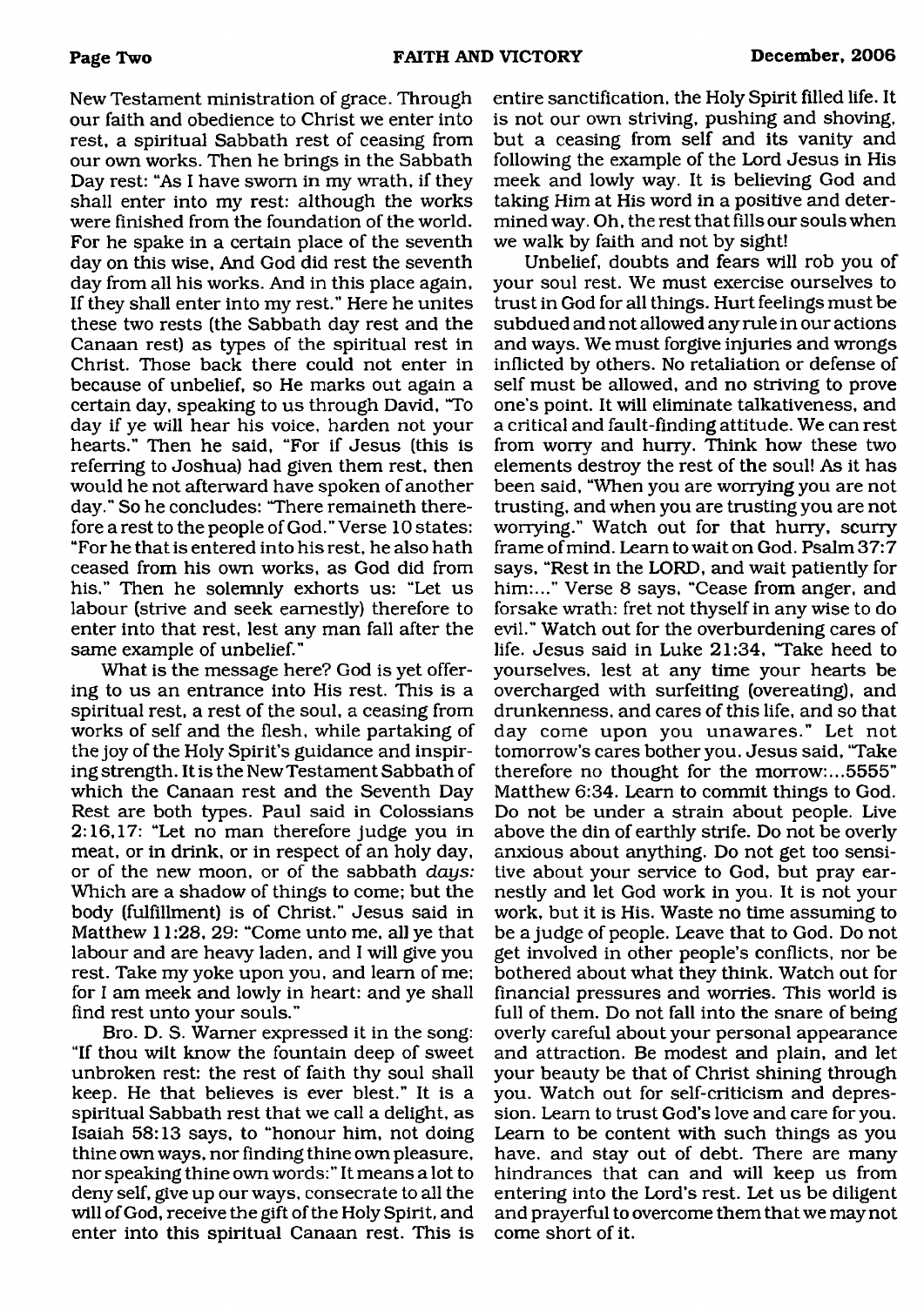New Testament ministration of grace. Through our faith and obedience to Christ we enter into rest, a spiritual Sabbath rest of ceasing from our own works. Then he brings in the Sabbath Day rest: "As I have sworn in my wrath, if they shall enter into my rest: although the works were finished from the foundation of the world. For he spake in a certain place of the seventh day on this wise, And God did rest the seventh day from all his works. And in this place again, If they shall enter into my rest." Here he unites these two rests (the Sabbath day rest and the Canaan rest) as types of the spiritual rest in Christ. Those back there could not enter in because of unbelief, so He marks out again a certain day, speaking to us through David, "To day if ye will hear his voice, harden not your hearts." Then he said, "For if Jesus (this is referring to Joshua) had given them rest, then would he not afterward have spoken of another day." So he concludes: "There remaineth therefore a rest to the people of God." Verse 10 states: "For he that is entered into his rest, he also hath ceased from his own works, as God did from his." Then he solemnly exhorts us: "Let us labour (strive and seek earnestly) therefore to enter into that rest, lest any man fall after the same example of unbelief."

What is the message here? God is yet offering to us an entrance into His rest. This is a spiritual rest, a rest of the soul, a ceasing from works of self and the flesh, while partaking of the joy of the Holy Spirit's guidance and inspiring strength. It is the New Testament Sabbath of which the Canaan rest and the Seventh Day Rest are both types. Paul said in Colossians 2:16,17: "Let no man therefore judge you in meat, or in drink, or in respect of an holy day, or of the new moon, or of the sabbath *days:* Which are a shadow of things to come; but the body (fulfillment) is of Christ." Jesus said in Matthew 11:28, 29: "Come unto me, all ye that labour and are heavy laden, and I will give you rest. Take my yoke upon you, and learn of me; for I am meek and lowly in heart: and ye shall find rest unto your souls."

Bro. D. S. Warner expressed it in the song: "If thou wilt know the fountain deep of sweet unbroken rest: the rest of faith thy soul shall keep. He that believes is ever blest." It is a spiritual Sabbath rest that we call a delight, as Isaiah 58:13 says, to "honour him, not doing thine own ways, nor finding thine own pleasure, nor speaking thine own words:" It means a lot to deny self, give up our ways, consecrate to all the will of God, receive the gift of the Holy Spirit, and enter into this spiritual Canaan rest. This is entire sanctification, the Holy Spirit filled life. It is not our own striving, pushing and shoving, but a ceasing from self and its vanity and following the example of the Lord Jesus in His meek and lowly way. It is believing God and taking Him at His word in a positive and determined way. Oh, the rest that fills our souls when we walk by faith and not by sight!

Unbelief, doubts and fears will rob you of your soul rest. We must exercise ourselves to trust in God for all things. Hurt feelings must be subdued and not allowed any rule in our actions and ways. We must forgive injuries and wrongs inflicted by others. No retaliation or defense of self must be allowed, and no striving to prove one's point. It will eliminate talkativeness, and a critical and fault-finding attitude. We can rest from worry and hurry. Think how these two elements destroy the rest of the soul! As it has been said, "When you are worrying you are not trusting, and when you are trusting you are not worrying." Watch out for that hurry, scurry frame of mind. Learn to wait on God. Psalm 37:7 says, "Rest in the LORD, and wait patiently for him:..." Verse 8 says, "Cease from anger, and forsake wrath: fret not thyself in any wise to do evil." Watch out for the overburdening cares of life. Jesus said in Luke 21:34, "Take heed to yourselves, lest at any time your hearts be overcharged with surfeiting (overeating), and drunkenness, and cares of this life, and so that day come upon you unawares." Let not tomorrow's cares bother you. Jesus said, "Take therefore no thought for the morrow:...5555" Matthew 6:34. Learn to commit things to God. Do not be under a strain about people. Live above the din of earthly strife. Do not be overly anxious about anything. Do not get too sensitive about your service to God, but pray earnestly and let God work in you. It is not your work, but it is His. Waste no time assuming to be a judge of people. Leave that to God. Do not get involved in other people's conflicts, nor be bothered about what they think. Watch out for financial pressures and worries. This world is full of them. Do not fall into the snare of being overly careful about your personal appearance and attraction. Be modest and plain, and let your beauty be that of Christ shining through you. Watch out for self-criticism and depression. Learn to trust God's love and care for you. Learn to be content with such things as you have, and stay out of debt. There are many hindrances that can and will keep us from entering into the Lord's rest. Let us be diligent and prayerful to overcome them that we may not come short of it.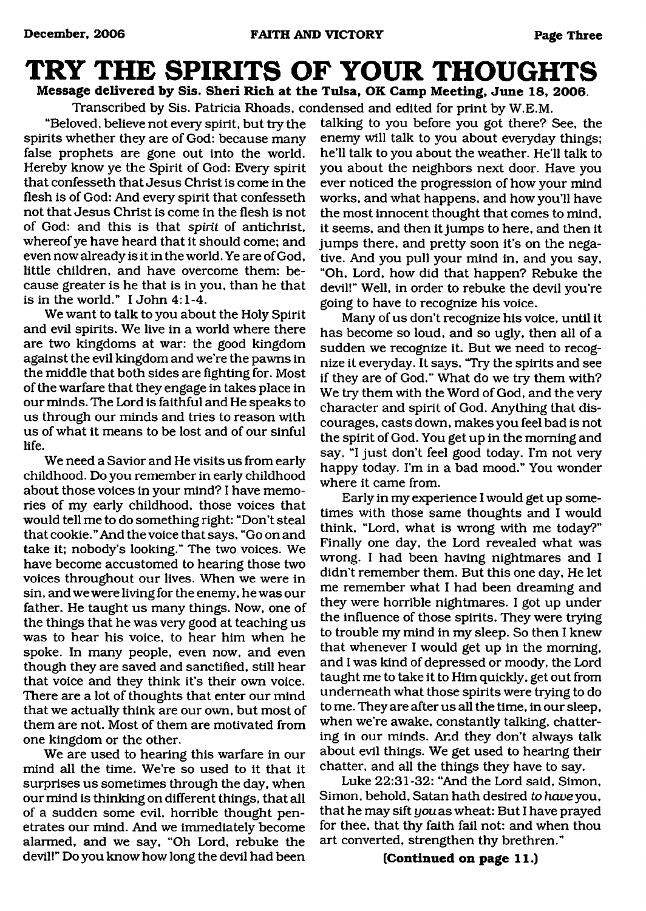# TRY THE SPIRITS OF YOUR THOUGHTS

**Message delivered by Sis. Sheri Rich at the Tulsa, OK Camp Meeting, June 18, 2006.**

Transcribed by Sis. Patricia Rhoads, condensed and edited for print by W.E.M.

"Beloved, believe not every spirit, but try the spirits whether they are of God: because many false prophets are gone out into the world. Hereby know ye the Spirit of God: Every spirit that confesseth that Jesus Christ is come in the flesh is of God: And every spirit that confesseth not that Jesus Christ is come in the flesh is not of God: and this is that *spirit* of antichrist, whereof ye have heard that it should come; and even now already is it in the world. Ye are of God, little children, and have overcome them: because greater is he that is in you, than he that is in the world." I John 4:1-4.

We want to talk to you about the Holy Spirit and evil spirits. We live in a world where there are two kingdoms at war: the good kingdom against the evil kingdom and we're the pawns in the middle that both sides are fighting for. Most of the warfare that they engage in takes place in our minds. The Lord is faithful and He speaks to us through our minds and tries to reason with us of what it means to be lost and of our sinful life.

We need a Savior and He visits us from early childhood. Do you remember in early childhood about those voices in your mind? I have memories of my early childhood, those voices that would tell me to do something right: "Don't steal that cookie." And the voice that says, "Go on and take it; nobody's looking." The two voices. We have become accustomed to hearing those two voices throughout our lives. When we were in sin, and we were living for the enemy, he was our father. He taught us many things. Now, one of the things that he was very good at teaching us was to hear his voice, to hear him when he spoke. In many people, even now, and even though they are saved and sanctified, still hear that voice and they think it's their own voice. There are a lot of thoughts that enter our mind that we actually think are our own, but most of them are not. Most of them are motivated from one kingdom or the other.

We are used to hearing this warfare in our mind all the time. We're so used to it that it surprises us sometimes through the day, when our mind is thinking on different things, that all of a sudden some evil, horrible thought penetrates our mind. And we immediately become alarmed, and we say, "Oh Lord, rebuke the devil!" Do you know how long the devil had been talking to you before you got there? See, the enemy will talk to you about everyday things; he'll talk to you about the weather. He'll talk to you about the neighbors next door. Have you ever noticed the progression of how your mind works, and what happens, and how you'll have the most innocent thought that comes to mind, it seems, and then it jumps to here, and then it jumps there, and pretty soon it's on the negative. And you pull your mind in, and you say, "Oh, Lord, how did that happen? Rebuke the devil!" Well, in order to rebuke the devil you're going to have to recognize his voice.

Many of us don't recognize his voice, until it has become so loud, and so ugly, then all of a sudden we recognize it. But we need to recognize it everyday. It says, "Try the spirits and see if they are of God." What do we try them with? We try them with the Word of God, and the very character and spirit of God. Anything that discourages, casts down, makes you feel bad is not the spirit of God. You get up in the morning and say, "I just don't feel good today. I'm not very happy today. I'm in a bad mood." You wonder where it came from.

Early in my experience I would get up sometimes with those same thoughts and I would think, "Lord, what is wrong with me today?" Finally one day, the Lord revealed what was wrong. I had been having nightmares and I didn't remember them. But this one day, He let me remember what I had been dreaming and they were horrible nightmares. I got up under the influence of those spirits. They were trying to trouble my mind in my sleep. So then I knew that whenever I would get up in the morning, and I was kind of depressed or moody, the Lord taught me to take it to Him quickly, get out from underneath what those spirits were trying to do to me. They are after us all the time, in our sleep, when we're awake, constantly talking, chattering in our minds. And they don't always talk about evil things. We get used to hearing their chatter, and all the things they have to say.

Luke 22:31-32: "And the Lord said, Simon, Simon, behold, Satan hath desired *to have* you, that he may sift *you* as wheat: But I have prayed for thee, that thy faith fail not: and when thou art converted, strengthen thy brethren."

**(Continued on page 11.)**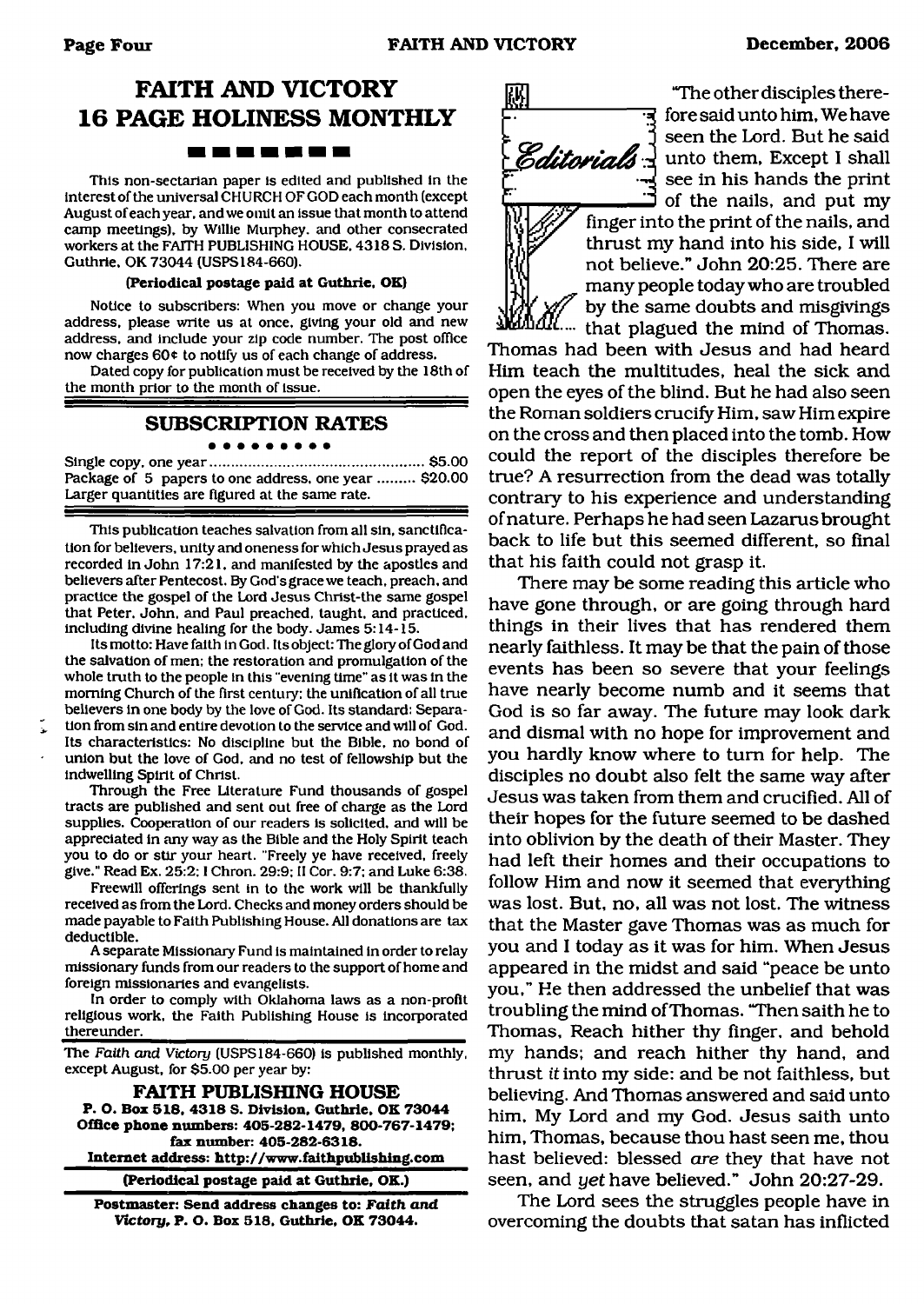## FAITH AND VICTORY 16 PAGE HOLINESS MONTHLY

This non-sectarian paper is edited and published in the interest of the universal CHURCH OF GOD each month (except August of each year, and we omit an issue that month to attend camp meetings), by Willie Murphey, and other consecrated workers at the FAITH PUBLISHING HOUSE, 4318 S. Division, Guthrie, OK 73044 (USPS184-660).

**(Periodical postage paid at Guthrie, OK)**

Notice to subscribers: When you move or change your address, please write us at once, giving your old and new address, and include your zip code number. The post office now charges 60¢ to notify us of each change of address.

Dated copy for publication must be received by the 18th of the month prior to the month of issue.

### SUBSCRIPTION RATES

Single copy, one year ........................................ $5.00
Package of 5 papers to one address, one year ......... $20.00
Larger quantities are figured at the same rate.

This publication teaches salvation from all sin, sanctification for believers, unity and oneness for which Jesus prayed as recorded in John 17:21, and manifested by the apostles and believers after Pentecost. By God's grace we teach, preach, and practice the gospel of the Lord Jesus Christ-the same gospel that Peter, John, and Paul preached, taught, and practiced, including divine healing for the body. James 5:14-15.

Its motto: Have faith in God. Its object: The glory of God and the salvation of men; the restoration and promulgation of the whole truth to the people in this "evening time" as it was in the morning Church of the first century; the unification of all true believers in one body by the love of God. Its standard: Separation from sin and entire devotion to the service and will of God. Its characteristics: No discipline but the Bible, no bond of union but the love of God, and no test of fellowship but the indwelling Spirit of Christ.

Through the Free Literature Fund thousands of gospel tracts are published and sent out free of charge as the Lord supplies. Cooperation of our readers is solicited, and will be appreciated in any way as the Bible and the Holy Spirit teach you to do or stir your heart. "Freely ye have received, freely give." Read Ex. 25:2; I Chron. 29:9; II Cor. 9:7; and Luke 6:38.

Freewill offerings sent in to the work will be thankfully received as from the Lord. Checks and money orders should be made payable to Faith Publishing House. All donations are tax deductible.

A separate Missionary Fund is maintained in order to relay missionary funds from our readers to the support of home and foreign missionaries and evangelists.

In order to comply with Oklahoma laws as a non-profit religious work, the Faith Publishing House is incorporated thereunder.

The *Faith and Victory* (USPS184-660) is published monthly, except August, for $5.00 per year by:

**FAITH PUBLISHING HOUSE**
**P. O. Box 518, 4318 S. Division, Guthrie, OK 73044**
**Office phone numbers: 405-282-1479, 800-767-1479;**
**fax number: 405-282-6318.**
**Internet address: http://www.faithpublishing.com**

**(Periodical postage paid at Guthrie, OK.)**

**Postmaster: Send address changes to: *Faith and Victory*, P. O. Box 518, Guthrie, OK 73044.**

## Editorials

"The other disciples therefore said unto him, We have seen the Lord. But he said unto them, Except I shall see in his hands the print of the nails, and put my finger into the print of the nails, and thrust my hand into his side, I will not believe." John 20:25. There are many people today who are troubled by the same doubts and misgivings that plagued the mind of Thomas. Thomas had been with Jesus and had heard Him teach the multitudes, heal the sick and open the eyes of the blind. But he had also seen the Roman soldiers crucify Him, saw Him expire on the cross and then placed into the tomb. How could the report of the disciples therefore be true? A resurrection from the dead was totally contrary to his experience and understanding of nature. Perhaps he had seen Lazarus brought back to life but this seemed different, so final that his faith could not grasp it.

There may be some reading this article who have gone through, or are going through hard things in their lives that has rendered them nearly faithless. It may be that the pain of those events has been so severe that your feelings have nearly become numb and it seems that God is so far away. The future may look dark and dismal with no hope for improvement and you hardly know where to turn for help. The disciples no doubt also felt the same way after Jesus was taken from them and crucified. All of their hopes for the future seemed to be dashed into oblivion by the death of their Master. They had left their homes and their occupations to follow Him and now it seemed that everything was lost. But, no, all was not lost. The witness that the Master gave Thomas was as much for you and I today as it was for him. When Jesus appeared in the midst and said "peace be unto you," He then addressed the unbelief that was troubling the mind of Thomas. "Then saith he to Thomas, Reach hither thy finger, and behold my hands; and reach hither thy hand, and thrust *it* into my side: and be not faithless, but believing. And Thomas answered and said unto him, My Lord and my God. Jesus saith unto him, Thomas, because thou hast seen me, thou hast believed: blessed *are* they that have not seen, and *yet* have believed." John 20:27-29.

The Lord sees the struggles people have in overcoming the doubts that satan has inflicted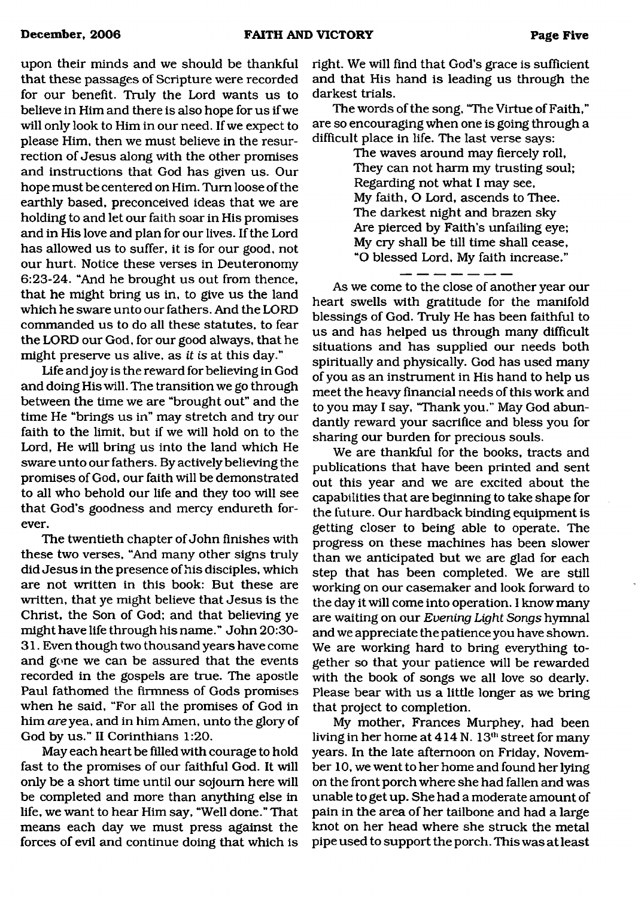upon their minds and we should be thankful that these passages of Scripture were recorded for our benefit. Truly the Lord wants us to believe in Him and there is also hope for us if we will only look to Him in our need. If we expect to please Him, then we must believe in the resurrection of Jesus along with the other promises and instructions that God has given us. Our hope must be centered on Him. Turn loose of the earthly based, preconceived ideas that we are holding to and let our faith soar in His promises and in His love and plan for our lives. If the Lord has allowed us to suffer, it is for our good, not our hurt. Notice these verses in Deuteronomy 6:23-24. "And he brought us out from thence, that he might bring us in, to give us the land which he sware unto our fathers. And the LORD commanded us to do all these statutes, to fear the LORD our God, for our good always, that he might preserve us alive, as *it is* at this day."

Life and joy is the reward for believing in God and doing His will. The transition we go through between the time we are "brought out" and the time He "brings us in" may stretch and try our faith to the limit, but if we will hold on to the Lord, He will bring us into the land which He sware unto our fathers. By actively believing the promises of God, our faith will be demonstrated to all who behold our life and they too will see that God's goodness and mercy endureth forever.

The twentieth chapter of John finishes with these two verses, "And many other signs truly did Jesus in the presence of his disciples, which are not written in this book: But these are written, that ye might believe that Jesus is the Christ, the Son of God; and that believing ye might have life through his name." John 20:30-31. Even though two thousand years have come and gone we can be assured that the events recorded in the gospels are true. The apostle Paul fathomed the firmness of Gods promises when he said, "For all the promises of God in him *are* yea, and in him Amen, unto the glory of God by us." II Corinthians 1:20.

May each heart be filled with courage to hold fast to the promises of our faithful God. It will only be a short time until our sojourn here will be completed and more than anything else in life, we want to hear Him say, "Well done." That means each day we must press against the forces of evil and continue doing that which is right. We will find that God's grace is sufficient and that His hand is leading us through the darkest trials.

The words of the song, "The Virtue of Faith," are so encouraging when one is going through a difficult place in life. The last verse says:

> The waves around may fiercely roll,
> They can not harm my trusting soul;
> Regarding not what I may see,
> My faith, O Lord, ascends to Thee.
> The darkest night and brazen sky
> Are pierced by Faith's unfailing eye;
> My cry shall be till time shall cease,
> "O blessed Lord, My faith increase."

— — — — — — —

As we come to the close of another year our heart swells with gratitude for the manifold blessings of God. Truly He has been faithful to us and has helped us through many difficult situations and has supplied our needs both spiritually and physically. God has used many of you as an instrument in His hand to help us meet the heavy financial needs of this work and to you may I say, "Thank you." May God abundantly reward your sacrifice and bless you for sharing our burden for precious souls.

We are thankful for the books, tracts and publications that have been printed and sent out this year and we are excited about the capabilities that are beginning to take shape for the future. Our hardback binding equipment is getting closer to being able to operate. The progress on these machines has been slower than we anticipated but we are glad for each step that has been completed. We are still working on our casemaker and look forward to the day it will come into operation. I know many are waiting on our *Evening Light Songs* hymnal and we appreciate the patience you have shown. We are working hard to bring everything together so that your patience will be rewarded with the book of songs we all love so dearly. Please bear with us a little longer as we bring that project to completion.

My mother, Frances Murphey, had been living in her home at 414 N. 13th street for many years. In the late afternoon on Friday, November 10, we went to her home and found her lying on the front porch where she had fallen and was unable to get up. She had a moderate amount of pain in the area of her tailbone and had a large knot on her head where she struck the metal pipe used to support the porch. This was at least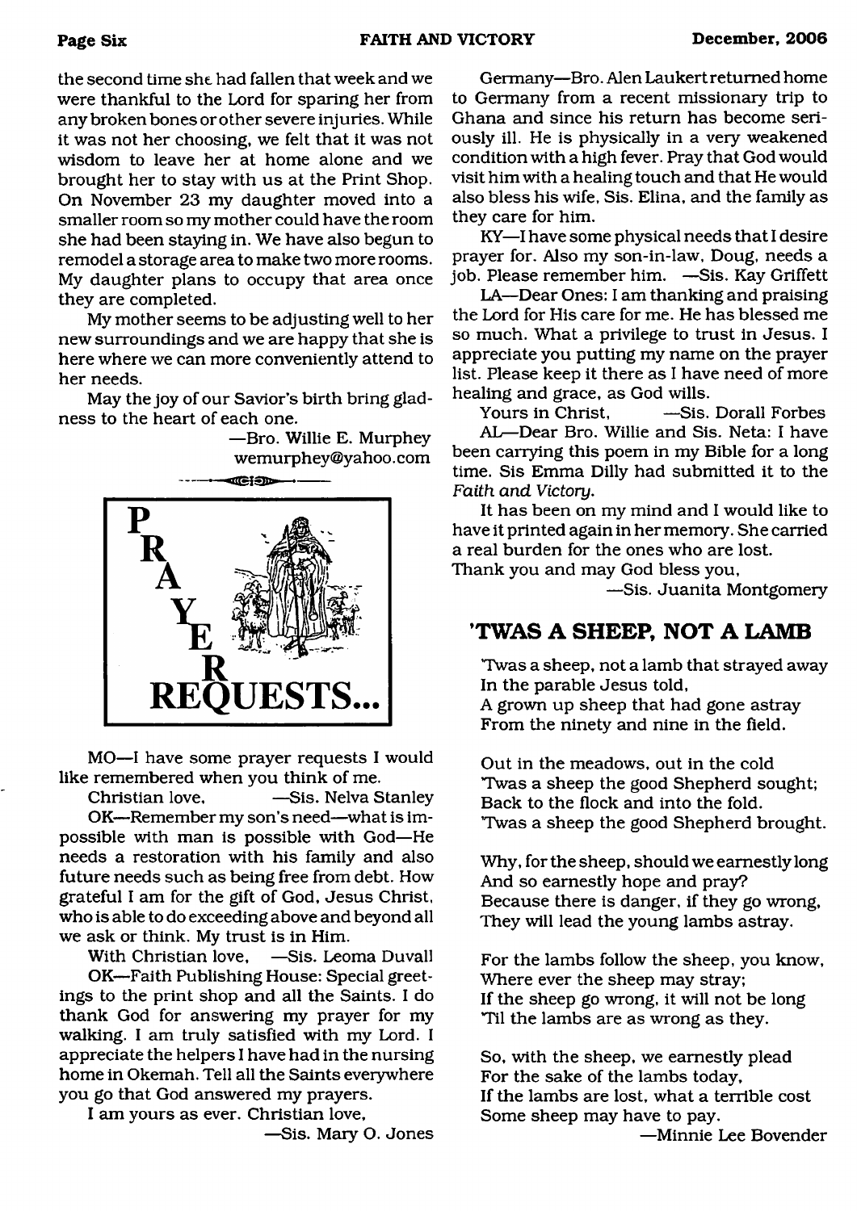the second time she had fallen that week and we were thankful to the Lord for sparing her from any broken bones or other severe injuries. While it was not her choosing, we felt that it was not wisdom to leave her at home alone and we brought her to stay with us at the Print Shop. On November 23 my daughter moved into a smaller room so my mother could have the room she had been staying in. We have also begun to remodel a storage area to make two more rooms. My daughter plans to occupy that area once they are completed.

My mother seems to be adjusting well to her new surroundings and we are happy that she is here where we can more conveniently attend to her needs.

May the joy of our Savior's birth bring gladness to the heart of each one.

—Bro. Willie E. Murphey
wemurphey@yahoo.com

## PRAYER REQUESTS...

MO—I have some prayer requests I would like remembered when you think of me.

Christian love, —Sis. Nelva Stanley

OK—Remember my son's need—what is impossible with man is possible with God—He needs a restoration with his family and also future needs such as being free from debt. How grateful I am for the gift of God, Jesus Christ, who is able to do exceeding above and beyond all we ask or think. My trust is in Him.

With Christian love, —Sis. Leoma Duvall

OK—Faith Publishing House: Special greetings to the print shop and all the Saints. I do thank God for answering my prayer for my walking. I am truly satisfied with my Lord. I appreciate the helpers I have had in the nursing home in Okemah. Tell all the Saints everywhere you go that God answered my prayers.

I am yours as ever. Christian love,

—Sis. Mary O. Jones

Germany—Bro. Alen Laukert returned home to Germany from a recent missionary trip to Ghana and since his return has become seriously ill. He is physically in a very weakened condition with a high fever. Pray that God would visit him with a healing touch and that He would also bless his wife, Sis. Elina, and the family as they care for him.

KY—I have some physical needs that I desire prayer for. Also my son-in-law, Doug, needs a job. Please remember him. —Sis. Kay Griffett

LA—Dear Ones: I am thanking and praising the Lord for His care for me. He has blessed me so much. What a privilege to trust in Jesus. I appreciate you putting my name on the prayer list. Please keep it there as I have need of more healing and grace, as God wills.

Yours in Christ, —Sis. Dorall Forbes

AL—Dear Bro. Willie and Sis. Neta: I have been carrying this poem in my Bible for a long time. Sis Emma Dilly had submitted it to the *Faith and Victory*.

It has been on my mind and I would like to have it printed again in her memory. She carried a real burden for the ones who are lost.

Thank you and may God bless you,

—Sis. Juanita Montgomery

## 'TWAS A SHEEP, NOT A LAMB

'Twas a sheep, not a lamb that strayed away
In the parable Jesus told,
A grown up sheep that had gone astray
From the ninety and nine in the field.

Out in the meadows, out in the cold
'Twas a sheep the good Shepherd sought;
Back to the flock and into the fold.
'Twas a sheep the good Shepherd brought.

Why, for the sheep, should we earnestly long
And so earnestly hope and pray?
Because there is danger, if they go wrong,
They will lead the young lambs astray.

For the lambs follow the sheep, you know,
Where ever the sheep may stray;
If the sheep go wrong, it will not be long
'Til the lambs are as wrong as they.

So, with the sheep, we earnestly plead
For the sake of the lambs today,
If the lambs are lost, what a terrible cost
Some sheep may have to pay.

—Minnie Lee Bovender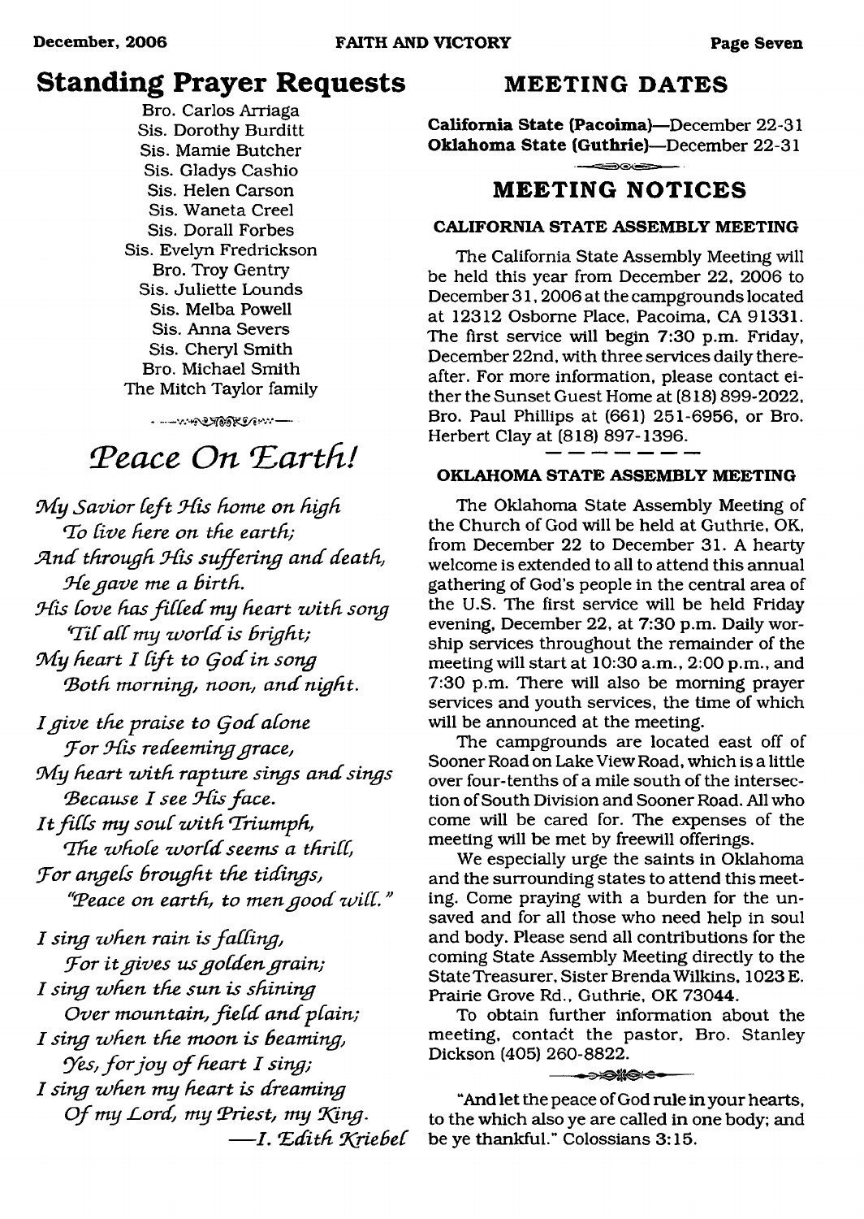## Standing Prayer Requests

Bro. Carlos Arriaga
Sis. Dorothy Burditt
Sis. Mamie Butcher
Sis. Gladys Cashio
Sis. Helen Carson
Sis. Waneta Creel
Sis. Dorall Forbes
Sis. Evelyn Fredrickson
Bro. Troy Gentry
Sis. Juliette Lounds
Sis. Melba Powell
Sis. Anna Severs
Sis. Cheryl Smith
Bro. Michael Smith
The Mitch Taylor family

## *Peace On Earth!*

*My Savior left His home on high*
*To live here on the earth;*
*And through His suffering and death,*
*He gave me a birth.*
*His love has filled my heart with song*
*'Til all my world is bright;*
*My heart I lift to God in song*
*Both morning, noon, and night.*

*I give the praise to God alone*
*For His redeeming grace,*
*My heart with rapture sings and sings*
*Because I see His face.*
*It fills my soul with Triumph,*
*The whole world seems a thrill,*
*For angels brought the tidings,*
*"Peace on earth, to men good will."*

*I sing when rain is falling,*
*For it gives us golden grain;*
*I sing when the sun is shining*
*Over mountain, field and plain;*
*I sing when the moon is beaming,*
*Yes, for joy of heart I sing;*
*I sing when my heart is dreaming*
*Of my Lord, my Priest, my King.*

*—I. Edith Kriebel*

## MEETING DATES

**California State (Pacoima)**—December 22-31
**Oklahoma State (Guthrie)**—December 22-31

## MEETING NOTICES

### CALIFORNIA STATE ASSEMBLY MEETING

The California State Assembly Meeting will be held this year from December 22, 2006 to December 31, 2006 at the campgrounds located at 12312 Osborne Place, Pacoima, CA 91331. The first service will begin 7:30 p.m. Friday, December 22nd, with three services daily thereafter. For more information, please contact either the Sunset Guest Home at (818) 899-2022, Bro. Paul Phillips at (661) 251-6956, or Bro. Herbert Clay at (818) 897-1396.

### OKLAHOMA STATE ASSEMBLY MEETING

The Oklahoma State Assembly Meeting of the Church of God will be held at Guthrie, OK, from December 22 to December 31. A hearty welcome is extended to all to attend this annual gathering of God's people in the central area of the U.S. The first service will be held Friday evening, December 22, at 7:30 p.m. Daily worship services throughout the remainder of the meeting will start at 10:30 a.m., 2:00 p.m., and 7:30 p.m. There will also be morning prayer services and youth services, the time of which will be announced at the meeting.

The campgrounds are located east off of Sooner Road on Lake View Road, which is a little over four-tenths of a mile south of the intersection of South Division and Sooner Road. All who come will be cared for. The expenses of the meeting will be met by freewill offerings.

We especially urge the saints in Oklahoma and the surrounding states to attend this meeting. Come praying with a burden for the unsaved and for all those who need help in soul and body. Please send all contributions for the coming State Assembly Meeting directly to the State Treasurer, Sister Brenda Wilkins, 1023 E. Prairie Grove Rd., Guthrie, OK 73044.

To obtain further information about the meeting, contact the pastor, Bro. Stanley Dickson (405) 260-8822.

"And let the peace of God rule in your hearts, to the which also ye are called in one body; and be ye thankful." Colossians 3:15.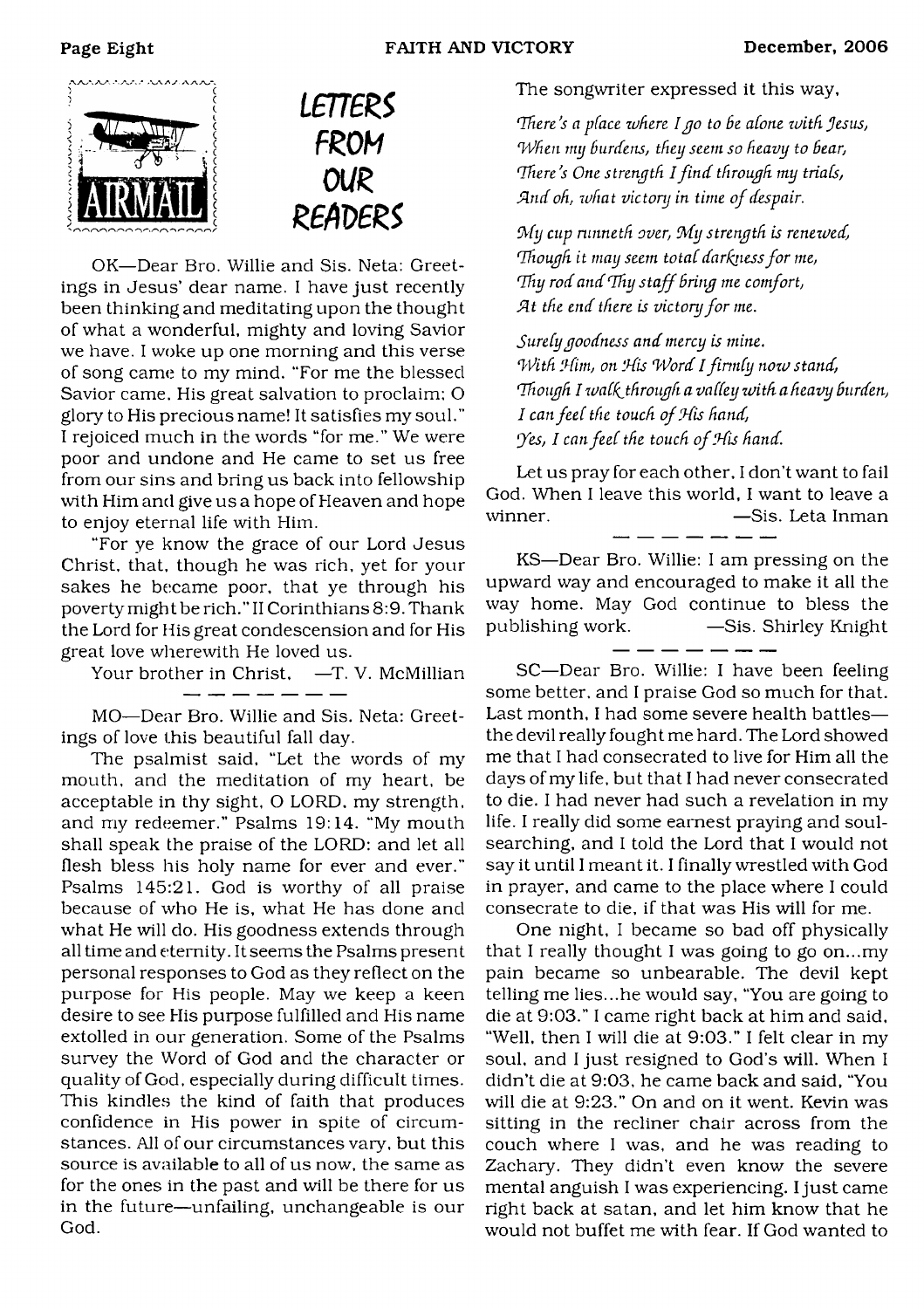# LETTERS FROM OUR READERS

OK—Dear Bro. Willie and Sis. Neta: Greetings in Jesus' dear name. I have just recently been thinking and meditating upon the thought of what a wonderful, mighty and loving Savior we have. I woke up one morning and this verse of song came to my mind. "For me the blessed Savior came, His great salvation to proclaim; O glory to His precious name! It satisfies my soul." I rejoiced much in the words "for me." We were poor and undone and He came to set us free from our sins and bring us back into fellowship with Him and give us a hope of Heaven and hope to enjoy eternal life with Him.

"For ye know the grace of our Lord Jesus Christ, that, though he was rich, yet for your sakes he became poor, that ye through his poverty might be rich." II Corinthians 8:9. Thank the Lord for His great condescension and for His great love wherewith He loved us.

Your brother in Christ, —T. V. McMillian

---

MO—Dear Bro. Willie and Sis. Neta: Greetings of love this beautiful fall day.

The psalmist said, "Let the words of my mouth, and the meditation of my heart, be acceptable in thy sight, O LORD, my strength, and my redeemer." Psalms 19:14. "My mouth shall speak the praise of the LORD: and let all flesh bless his holy name for ever and ever." Psalms 145:21. God is worthy of all praise because of who He is, what He has done and what He will do. His goodness extends through all time and eternity. It seems the Psalms present personal responses to God as they reflect on the purpose for His people. May we keep a keen desire to see His purpose fulfilled and His name extolled in our generation. Some of the Psalms survey the Word of God and the character or quality of God, especially during difficult times. This kindles the kind of faith that produces confidence in His power in spite of circumstances. All of our circumstances vary, but this source is available to all of us now, the same as for the ones in the past and will be there for us in the future—unfailing, unchangeable is our God.

The songwriter expressed it this way,

*There's a place where I go to be alone with Jesus,*
*When my burdens, they seem so heavy to bear,*
*There's One strength I find through my trials,*
*And oh, what victory in time of despair.*

*My cup runneth over, My strength is renewed,*
*Though it may seem total darkness for me,*
*Thy rod and Thy staff bring me comfort,*
*At the end there is victory for me.*

*Surely goodness and mercy is mine.*
*With Him, on His Word I firmly now stand,*
*Though I walk through a valley with a heavy burden,*
*I can feel the touch of His hand,*
*Yes, I can feel the touch of His hand.*

Let us pray for each other, I don't want to fail God. When I leave this world, I want to leave a winner. —Sis. Leta Inman

---

KS—Dear Bro. Willie: I am pressing on the upward way and encouraged to make it all the way home. May God continue to bless the publishing work. —Sis. Shirley Knight

---

SC—Dear Bro. Willie: I have been feeling some better, and I praise God so much for that. Last month, I had some severe health battles—the devil really fought me hard. The Lord showed me that I had consecrated to live for Him all the days of my life, but that I had never consecrated to die. I had never had such a revelation in my life. I really did some earnest praying and soul-searching, and I told the Lord that I would not say it until I meant it. I finally wrestled with God in prayer, and came to the place where I could consecrate to die, if that was His will for me.

One night, I became so bad off physically that I really thought I was going to go on...my pain became so unbearable. The devil kept telling me lies...he would say, "You are going to die at 9:03." I came right back at him and said, "Well, then I will die at 9:03." I felt clear in my soul, and I just resigned to God's will. When I didn't die at 9:03, he came back and said, "You will die at 9:23." On and on it went. Kevin was sitting in the recliner chair across from the couch where I was, and he was reading to Zachary. They didn't even know the severe mental anguish I was experiencing. I just came right back at satan, and let him know that he would not buffet me with fear. If God wanted to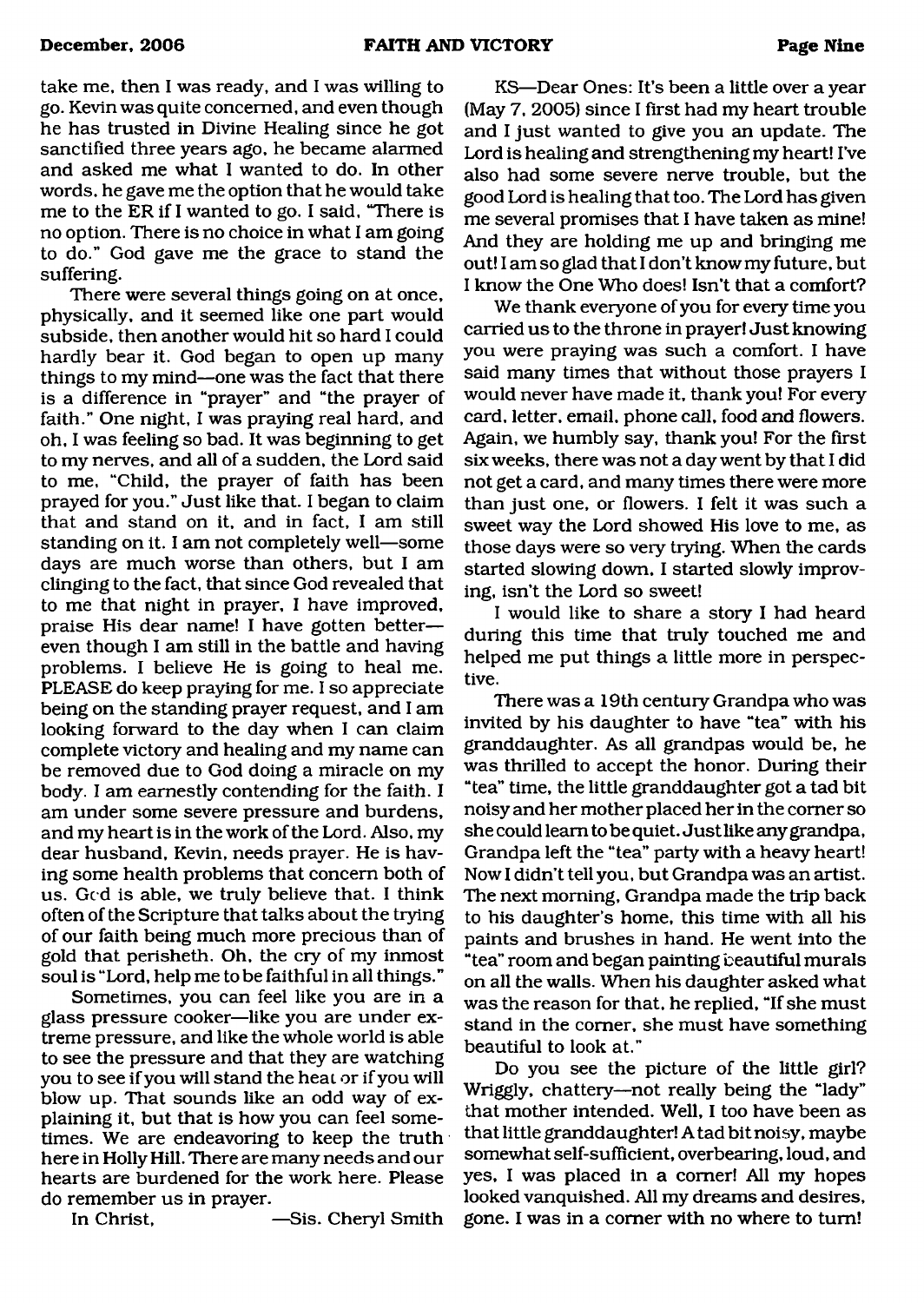take me, then I was ready, and I was willing to go. Kevin was quite concerned, and even though he has trusted in Divine Healing since he got sanctified three years ago, he became alarmed and asked me what I wanted to do. In other words, he gave me the option that he would take me to the ER if I wanted to go. I said, "There is no option. There is no choice in what I am going to do." God gave me the grace to stand the suffering.

There were several things going on at once, physically, and it seemed like one part would subside, then another would hit so hard I could hardly bear it. God began to open up many things to my mind—one was the fact that there is a difference in "prayer" and "the prayer of faith." One night, I was praying real hard, and oh, I was feeling so bad. It was beginning to get to my nerves, and all of a sudden, the Lord said to me, "Child, the prayer of faith has been prayed for you." Just like that. I began to claim that and stand on it, and in fact, I am still standing on it. I am not completely well—some days are much worse than others, but I am clinging to the fact, that since God revealed that to me that night in prayer, I have improved, praise His dear name! I have gotten better—even though I am still in the battle and having problems. I believe He is going to heal me. PLEASE do keep praying for me. I so appreciate being on the standing prayer request, and I am looking forward to the day when I can claim complete victory and healing and my name can be removed due to God doing a miracle on my body. I am earnestly contending for the faith. I am under some severe pressure and burdens, and my heart is in the work of the Lord. Also, my dear husband, Kevin, needs prayer. He is having some health problems that concern both of us. God is able, we truly believe that. I think often of the Scripture that talks about the trying of our faith being much more precious than of gold that perisheth. Oh, the cry of my inmost soul is "Lord, help me to be faithful in all things."

Sometimes, you can feel like you are in a glass pressure cooker—like you are under extreme pressure, and like the whole world is able to see the pressure and that they are watching you to see if you will stand the heat or if you will blow up. That sounds like an odd way of explaining it, but that is how you can feel sometimes. We are endeavoring to keep the truth here in Holly Hill. There are many needs and our hearts are burdened for the work here. Please do remember us in prayer.

In Christ, —Sis. Cheryl Smith

KS—Dear Ones: It's been a little over a year (May 7, 2005) since I first had my heart trouble and I just wanted to give you an update. The Lord is healing and strengthening my heart! I've also had some severe nerve trouble, but the good Lord is healing that too. The Lord has given me several promises that I have taken as mine! And they are holding me up and bringing me out! I am so glad that I don't know my future, but I know the One Who does! Isn't that a comfort?

We thank everyone of you for every time you carried us to the throne in prayer! Just knowing you were praying was such a comfort. I have said many times that without those prayers I would never have made it, thank you! For every card, letter, email, phone call, food and flowers. Again, we humbly say, thank you! For the first six weeks, there was not a day went by that I did not get a card, and many times there were more than just one, or flowers. I felt it was such a sweet way the Lord showed His love to me, as those days were so very trying. When the cards started slowing down, I started slowly improving, isn't the Lord so sweet!

I would like to share a story I had heard during this time that truly touched me and helped me put things a little more in perspective.

There was a 19th century Grandpa who was invited by his daughter to have "tea" with his granddaughter. As all grandpas would be, he was thrilled to accept the honor. During their "tea" time, the little granddaughter got a tad bit noisy and her mother placed her in the corner so she could learn to be quiet. Just like any grandpa, Grandpa left the "tea" party with a heavy heart! Now I didn't tell you, but Grandpa was an artist. The next morning, Grandpa made the trip back to his daughter's home, this time with all his paints and brushes in hand. He went into the "tea" room and began painting beautiful murals on all the walls. When his daughter asked what was the reason for that, he replied, "If she must stand in the corner, she must have something beautiful to look at."

Do you see the picture of the little girl? Wriggly, chattery—not really being the "lady" that mother intended. Well, I too have been as that little granddaughter! A tad bit noisy, maybe somewhat self-sufficient, overbearing, loud, and yes, I was placed in a corner! All my hopes looked vanquished. All my dreams and desires, gone. I was in a corner with no where to turn!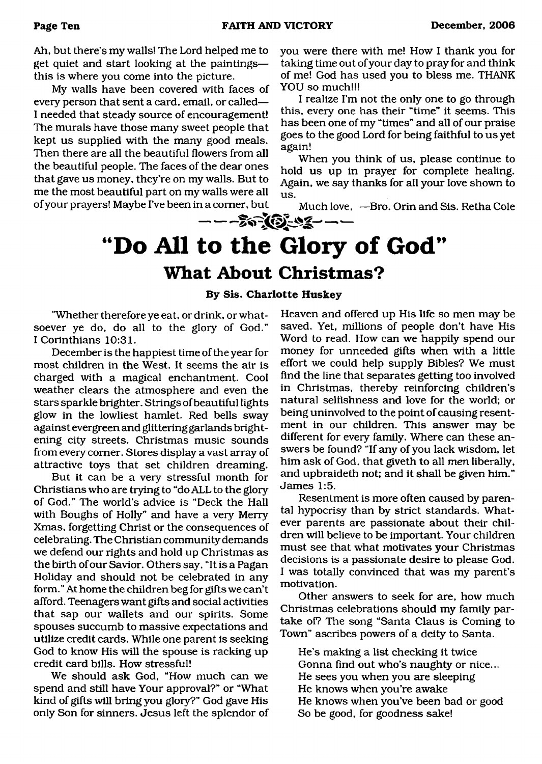Ah, but there's my walls! The Lord helped me to get quiet and start looking at the paintings—this is where you come into the picture.

My walls have been covered with faces of every person that sent a card, email, or called—I needed that steady source of encouragement! The murals have those many sweet people that kept us supplied with the many good meals. Then there are all the beautiful flowers from all the beautiful people. The faces of the dear ones that gave us money, they're on my walls. But to me the most beautiful part on my walls were all of your prayers! Maybe I've been in a corner, but you were there with me! How I thank you for taking time out of your day to pray for and think of me! God has used you to bless me. THANK YOU so much!!!

I realize I'm not the only one to go through this, every one has their "time" it seems. This has been one of my "times" and all of our praise goes to the good Lord for being faithful to us yet again!

When you think of us, please continue to hold us up in prayer for complete healing. Again, we say thanks for all your love shown to us.

Much love, —Bro. Orin and Sis. Retha Cole

# "Do All to the Glory of God"

## What About Christmas?

**By Sis. Charlotte Huskey**

"Whether therefore ye eat, or drink, or whatsoever ye do, do all to the glory of God." I Corinthians 10:31.

December is the happiest time of the year for most children in the West. It seems the air is charged with a magical enchantment. Cool weather clears the atmosphere and even the stars sparkle brighter. Strings of beautiful lights glow in the lowliest hamlet. Red bells sway against evergreen and glittering garlands brightening city streets. Christmas music sounds from every corner. Stores display a vast array of attractive toys that set children dreaming.

But it can be a very stressful month for Christians who are trying to "do ALL to the glory of God." The world's advice is "Deck the Hall with Boughs of Holly" and have a very Merry Xmas, forgetting Christ or the consequences of celebrating. The Christian community demands we defend our rights and hold up Christmas as the birth of our Savior. Others say, "It is a Pagan Holiday and should not be celebrated in any form." At home the children beg for gifts we can't afford. Teenagers want gifts and social activities that sap our wallets and our spirits. Some spouses succumb to massive expectations and utilize credit cards. While one parent is seeking God to know His will the spouse is racking up credit card bills. How stressful!

We should ask God, "How much can we spend and still have Your approval?" or "What kind of gifts will bring you glory?" God gave His only Son for sinners. Jesus left the splendor of Heaven and offered up His life so men may be saved. Yet, millions of people don't have His Word to read. How can we happily spend our money for unneeded gifts when with a little effort we could help supply Bibles? We must find the line that separates getting too involved in Christmas, thereby reinforcing children's natural selfishness and love for the world; or being uninvolved to the point of causing resentment in our children. This answer may be different for every family. Where can these answers be found? "If any of you lack wisdom, let him ask of God, that giveth to all *men* liberally, and upbraideth not; and it shall be given him." James 1:5.

Resentment is more often caused by parental hypocrisy than by strict standards. Whatever parents are passionate about their children will believe to be important. Your children must see that what motivates your Christmas decisions is a passionate desire to please God. I was totally convinced that was my parent's motivation.

Other answers to seek for are, how much Christmas celebrations should my family partake of? The song "Santa Claus is Coming to Town" ascribes powers of a deity to Santa.

He's making a list checking it twice
Gonna find out who's naughty or nice...
He sees you when you are sleeping
He knows when you're awake
He knows when you've been bad or good
So be good, for goodness sake!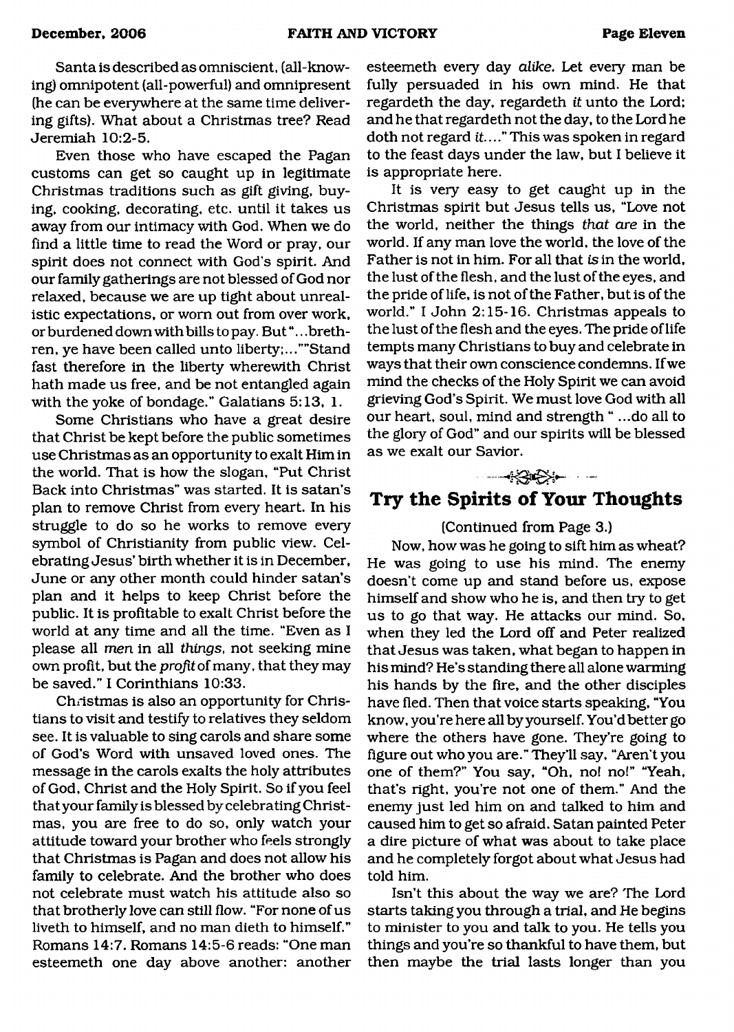Santa is described as omniscient, (all-knowing) omnipotent (all-powerful) and omnipresent (he can be everywhere at the same time delivering gifts). What about a Christmas tree? Read Jeremiah 10:2-5.

Even those who have escaped the Pagan customs can get so caught up in legitimate Christmas traditions such as gift giving, buying, cooking, decorating, etc. until it takes us away from our intimacy with God. When we do find a little time to read the Word or pray, our spirit does not connect with God's spirit. And our family gatherings are not blessed of God nor relaxed, because we are up tight about unrealistic expectations, or worn out from over work, or burdened down with bills to pay. But "...brethren, ye have been called unto liberty;...""Stand fast therefore in the liberty wherewith Christ hath made us free, and be not entangled again with the yoke of bondage." Galatians 5:13, 1.

Some Christians who have a great desire that Christ be kept before the public sometimes use Christmas as an opportunity to exalt Him in the world. That is how the slogan, "Put Christ Back into Christmas" was started. It is satan's plan to remove Christ from every heart. In his struggle to do so he works to remove every symbol of Christianity from public view. Celebrating Jesus' birth whether it is in December, June or any other month could hinder satan's plan and it helps to keep Christ before the public. It is profitable to exalt Christ before the world at any time and all the time. "Even as I please all *men* in all *things*, not seeking mine own profit, but the *profit* of many, that they may be saved." I Corinthians 10:33.

Christmas is also an opportunity for Christians to visit and testify to relatives they seldom see. It is valuable to sing carols and share some of God's Word with unsaved loved ones. The message in the carols exalts the holy attributes of God, Christ and the Holy Spirit. So if you feel that your family is blessed by celebrating Christmas, you are free to do so, only watch your attitude toward your brother who feels strongly that Christmas is Pagan and does not allow his family to celebrate. And the brother who does not celebrate must watch his attitude also so that brotherly love can still flow. "For none of us liveth to himself, and no man dieth to himself." Romans 14:7. Romans 14:5-6 reads: "One man esteemeth one day above another: another esteemeth every day *alike*. Let every man be fully persuaded in his own mind. He that regardeth the day, regardeth *it* unto the Lord; and he that regardeth not the day, to the Lord he doth not regard *it*...." This was spoken in regard to the feast days under the law, but I believe it is appropriate here.

It is very easy to get caught up in the Christmas spirit but Jesus tells us, "Love not the world, neither the things *that are* in the world. If any man love the world, the love of the Father is not in him. For all that *is* in the world, the lust of the flesh, and the lust of the eyes, and the pride of life, is not of the Father, but is of the world." I John 2:15-16. Christmas appeals to the lust of the flesh and the eyes. The pride of life tempts many Christians to buy and celebrate in ways that their own conscience condemns. If we mind the checks of the Holy Spirit we can avoid grieving God's Spirit. We must love God with all our heart, soul, mind and strength " ...do all to the glory of God" and our spirits will be blessed as we exalt our Savior.

## Try the Spirits of Your Thoughts

(Continued from Page 3.)

Now, how was he going to sift him as wheat? He was going to use his mind. The enemy doesn't come up and stand before us, expose himself and show who he is, and then try to get us to go that way. He attacks our mind. So, when they led the Lord off and Peter realized that Jesus was taken, what began to happen in his mind? He's standing there all alone warming his hands by the fire, and the other disciples have fled. Then that voice starts speaking, "You know, you're here all by yourself. You'd better go where the others have gone. They're going to figure out who you are." They'll say, "Aren't you one of them?" You say, "Oh, no! no!" "Yeah, that's right, you're not one of them." And the enemy just led him on and talked to him and caused him to get so afraid. Satan painted Peter a dire picture of what was about to take place and he completely forgot about what Jesus had told him.

Isn't this about the way we are? The Lord starts taking you through a trial, and He begins to minister to you and talk to you. He tells you things and you're so thankful to have them, but then maybe the trial lasts longer than you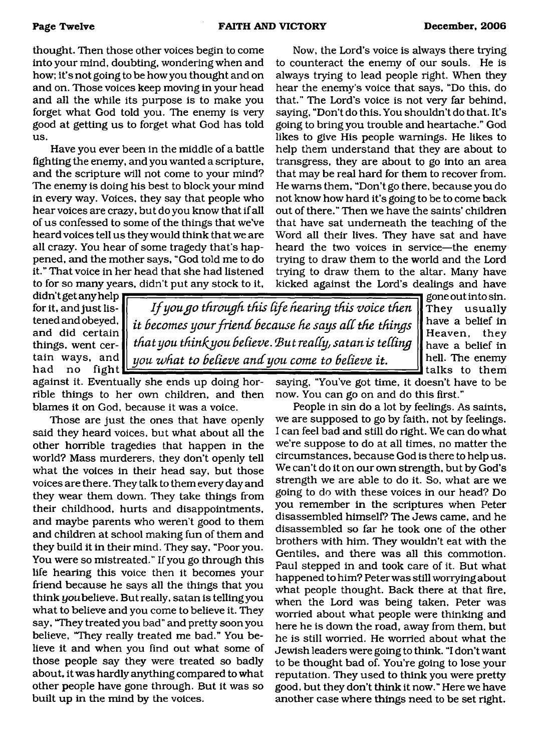thought. Then those other voices begin to come into your mind, doubting, wondering when and how; it's not going to be how you thought and on and on. Those voices keep moving in your head and all the while its purpose is to make you forget what God told you. The enemy is very good at getting us to forget what God has told us.

Have you ever been in the middle of a battle fighting the enemy, and you wanted a scripture, and the scripture will not come to your mind? The enemy is doing his best to block your mind in every way. Voices, they say that people who hear voices are crazy, but do you know that if all of us confessed to some of the things that we've heard voices tell us they would think that we are all crazy. You hear of some tragedy that's happened, and the mother says, "God told me to do it." That voice in her head that she had listened to for so many years, didn't put any stock to it, didn't get any help for it, and just listened and obeyed, and did certain things, went certain ways, and had no fight against it. Eventually she ends up doing horrible things to her own children, and then blames it on God, because it was a voice.

Those are just the ones that have openly said they heard voices, but what about all the other horrible tragedies that happen in the world? Mass murderers, they don't openly tell what the voices in their head say, but those voices are there. They talk to them every day and they wear them down. They take things from their childhood, hurts and disappointments, and maybe parents who weren't good to them and children at school making fun of them and they build it in their mind. They say, "Poor you. You were so mistreated." If you go through this life hearing this voice then it becomes your friend because he says all the things that you think *you* believe. But really, satan is telling you what to believe and you come to believe it. They say, "They treated you bad" and pretty soon you believe, "They really treated me bad." You believe it and when you find out what some of those people say they were treated so badly about, it was hardly anything compared to what other people have gone through. But it was so built up in the mind by the voices.

> *If you go through this life hearing this voice then it becomes your friend because he says all the things that you think you believe. But really, satan is telling you what to believe and you come to believe it.*

Now, the Lord's voice is always there trying to counteract the enemy of our souls. He is always trying to lead people right. When they hear the enemy's voice that says, "Do this, do that." The Lord's voice is not very far behind, saying, "Don't do this. You shouldn't do that. It's going to bring you trouble and heartache." God likes to give His people warnings. He likes to help them understand that they are about to transgress, they are about to go into an area that may be real hard for them to recover from. He warns them, "Don't go there, because you do not know how hard it's going to be to come back out of there." Then we have the saints' children that have sat underneath the teaching of the Word all their lives. They have sat and have heard the two voices in service—the enemy trying to draw them to the world and the Lord trying to draw them to the altar. Many have kicked against the Lord's dealings and have gone out into sin. They usually have a belief in Heaven, they have a belief in hell. The enemy talks to them saying, "You've got time, it doesn't have to be now. You can go on and do this first."

People in sin do a lot by feelings. As saints, we are supposed to go by faith, not by feelings. I can feel bad and still do right. We can do what we're suppose to do at all times, no matter the circumstances, because God is there to help us. We can't do it on our own strength, but by God's strength we are able to do it. So, what are we going to do with these voices in our head? Do you remember in the scriptures when Peter disassembled himself? The Jews came, and he disassembled so far he took one of the other brothers with him. They wouldn't eat with the Gentiles, and there was all this commotion. Paul stepped in and took care of it. But what happened to him? Peter was still worrying about what people thought. Back there at that fire, when the Lord was being taken, Peter was worried about what people were thinking and here he is down the road, away from them, but he is still worried. He worried about what the Jewish leaders were going to think. "I don't want to be thought bad of. You're going to lose your reputation. They used to think you were pretty good, but they don't think it now." Here we have another case where things need to be set right.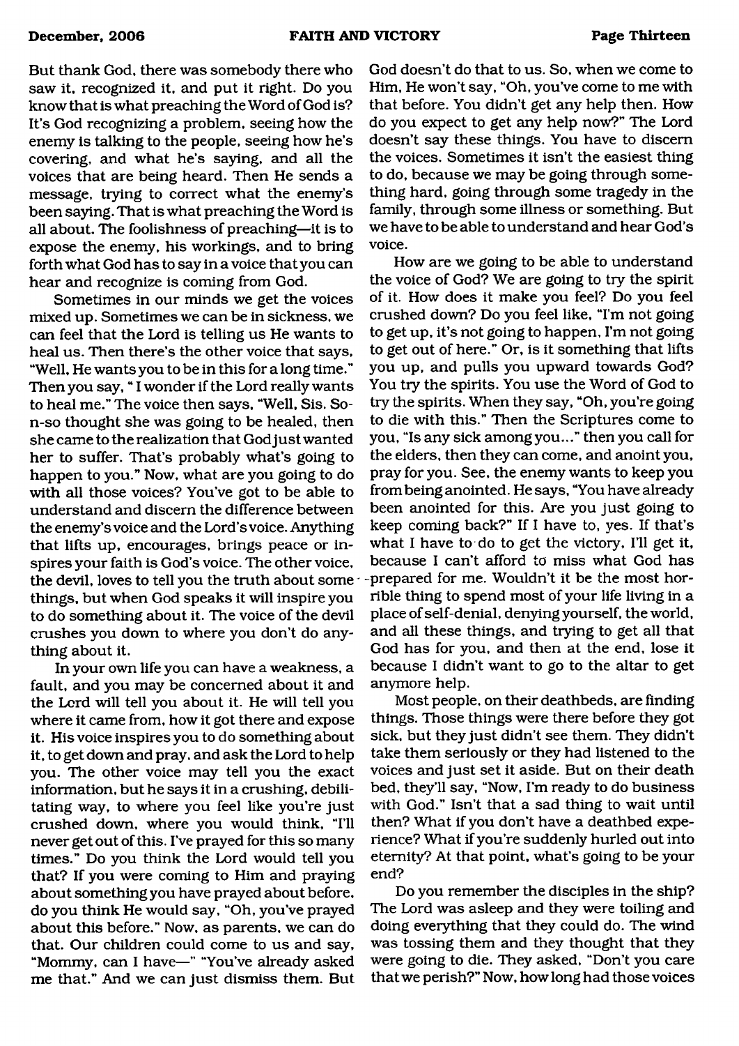But thank God, there was somebody there who saw it, recognized it, and put it right. Do you know that is what preaching the Word of God is? It's God recognizing a problem, seeing how the enemy is talking to the people, seeing how he's covering, and what he's saying, and all the voices that are being heard. Then He sends a message, trying to correct what the enemy's been saying. That is what preaching the Word is all about. The foolishness of preaching—it is to expose the enemy, his workings, and to bring forth what God has to say in a voice that you can hear and recognize is coming from God.

Sometimes in our minds we get the voices mixed up. Sometimes we can be in sickness, we can feel that the Lord is telling us He wants to heal us. Then there's the other voice that says, "Well, He wants you to be in this for a long time." Then you say, "I wonder if the Lord really wants to heal me." The voice then says, "Well, Sis. So-n-so thought she was going to be healed, then she came to the realization that God just wanted her to suffer. That's probably what's going to happen to you." Now, what are you going to do with all those voices? You've got to be able to understand and discern the difference between the enemy's voice and the Lord's voice. Anything that lifts up, encourages, brings peace or inspires your faith is God's voice. The other voice, the devil, loves to tell you the truth about some things, but when God speaks it will inspire you to do something about it. The voice of the devil crushes you down to where you don't do anything about it.

In your own life you can have a weakness, a fault, and you may be concerned about it and the Lord will tell you about it. He will tell you where it came from, how it got there and expose it. His voice inspires you to do something about it, to get down and pray, and ask the Lord to help you. The other voice may tell you the exact information, but he says it in a crushing, debilitating way, to where you feel like you're just crushed down, where you would think, "I'll never get out of this. I've prayed for this so many times." Do you think the Lord would tell you that? If you were coming to Him and praying about something you have prayed about before, do you think He would say, "Oh, you've prayed about this before." Now, as parents, we can do that. Our children could come to us and say, "Mommy, can I have—" "You've already asked me that." And we can just dismiss them. But God doesn't do that to us. So, when we come to Him, He won't say, "Oh, you've come to me with that before. You didn't get any help then. How do you expect to get any help now?" The Lord doesn't say these things. You have to discern the voices. Sometimes it isn't the easiest thing to do, because we may be going through something hard, going through some tragedy in the family, through some illness or something. But we have to be able to understand and hear God's voice.

How are we going to be able to understand the voice of God? We are going to try the spirit of it. How does it make you feel? Do you feel crushed down? Do you feel like, "I'm not going to get up, it's not going to happen, I'm not going to get out of here." Or, is it something that lifts you up, and pulls you upward towards God? You try the spirits. You use the Word of God to try the spirits. When they say, "Oh, you're going to die with this." Then the Scriptures come to you, "Is any sick among you..." then you call for the elders, then they can come, and anoint you, pray for you. See, the enemy wants to keep you from being anointed. He says, "You have already been anointed for this. Are you just going to keep coming back?" If I have to, yes. If that's what I have to do to get the victory, I'll get it, because I can't afford to miss what God has prepared for me. Wouldn't it be the most horrible thing to spend most of your life living in a place of self-denial, denying yourself, the world, and all these things, and trying to get all that God has for you, and then at the end, lose it because I didn't want to go to the altar to get anymore help.

Most people, on their deathbeds, are finding things. Those things were there before they got sick, but they just didn't see them. They didn't take them seriously or they had listened to the voices and just set it aside. But on their death bed, they'll say, "Now, I'm ready to do business with God." Isn't that a sad thing to wait until then? What if you don't have a deathbed experience? What if you're suddenly hurled out into eternity? At that point, what's going to be your end?

Do you remember the disciples in the ship? The Lord was asleep and they were toiling and doing everything that they could do. The wind was tossing them and they thought that they were going to die. They asked, "Don't you care that we perish?" Now, how long had those voices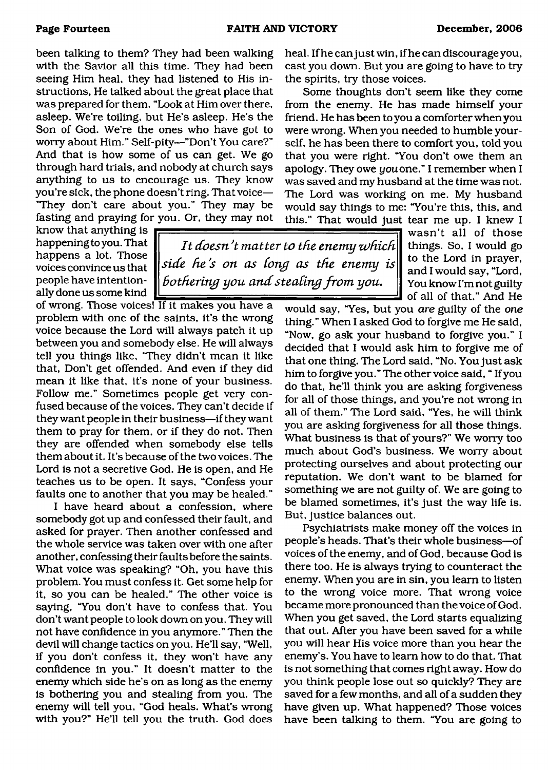been talking to them? They had been walking with the Savior all this time. They had been seeing Him heal, they had listened to His instructions, He talked about the great place that was prepared for them. "Look at Him over there, asleep. We're toiling, but He's asleep. He's the Son of God. We're the ones who have got to worry about Him." Self-pity—"Don't You care?" And that is how some of us can get. We go through hard trials, and nobody at church says anything to us to encourage us. They know you're sick, the phone doesn't ring. That voice—"They don't care about you." They may be fasting and praying for you. Or, they may not know that anything is happening to you. That happens a lot. Those voices convince us that people have intentionally done us some kind of wrong. Those voices! If it makes you have a problem with one of the saints, it's the wrong voice because the Lord will always patch it up between you and somebody else. He will always tell you things like, "They didn't mean it like that, Don't get offended. And even if they did mean it like that, it's none of your business. Follow me." Sometimes people get very confused because of the voices. They can't decide if they want people in their business—if they want them to pray for them, or if they do not. Then they are offended when somebody else tells them about it. It's because of the two voices. The Lord is not a secretive God. He is open, and He teaches us to be open. It says, "Confess your faults one to another that you may be healed."

I have heard about a confession, where somebody got up and confessed their fault, and asked for prayer. Then another confessed and the whole service was taken over with one after another, confessing their faults before the saints. What voice was speaking? "Oh, you have this problem. You must confess it. Get some help for it, so you can be healed." The other voice is saying, "You don't have to confess that. You don't want people to look down on you. They will not have confidence in you anymore." Then the devil will change tactics on you. He'll say, "Well, if you don't confess it, they won't have any confidence in you." It doesn't matter to the enemy which side he's on as long as the enemy is bothering you and stealing from you. The enemy will tell you, "God heals. What's wrong with you?" He'll tell you the truth. God does heal. If he can just win, if he can discourage you, cast you down. But you are going to have to try the spirits, try those voices.

> *It doesn't matter to the enemy which side he's on as long as the enemy is bothering you and stealing from you.*

Some thoughts don't seem like they come from the enemy. He has made himself your friend. He has been to you a comforter when you were wrong. When you needed to humble yourself, he has been there to comfort you, told you that you were right. "You don't owe them an apology. They owe *you* one." I remember when I was saved and my husband at the time was not. The Lord was working on me. My husband would say things to me: "You're this, this, and this." That would just tear me up. I knew I wasn't all of those things. So, I would go to the Lord in prayer, and I would say, "Lord, You know I'm not guilty of all of that." And He would say, "Yes, but you *are* guilty of the *one* thing." When I asked God to forgive me He said, "Now, go ask your husband to forgive you." I decided that I would ask him to forgive me of that one thing. The Lord said, "No. You just ask him to forgive you." The other voice said, "If you do that, he'll think you are asking forgiveness for all of those things, and you're not wrong in all of them." The Lord said, "Yes, he will think you are asking forgiveness for all those things. What business is that of yours?" We worry too much about God's business. We worry about protecting ourselves and about protecting our reputation. We don't want to be blamed for something we are not guilty of. We are going to be blamed sometimes, it's just the way life is. But, justice balances out.

Psychiatrists make money off the voices in people's heads. That's their whole business—of voices of the enemy, and of God, because God is there too. He is always trying to counteract the enemy. When you are in sin, you learn to listen to the wrong voice more. That wrong voice became more pronounced than the voice of God. When you get saved, the Lord starts equalizing that out. After you have been saved for a while you will hear His voice more than you hear the enemy's. You have to learn how to do that. That is not something that comes right away. How do you think people lose out so quickly? They are saved for a few months, and all of a sudden they have given up. What happened? Those voices have been talking to them. "You are going to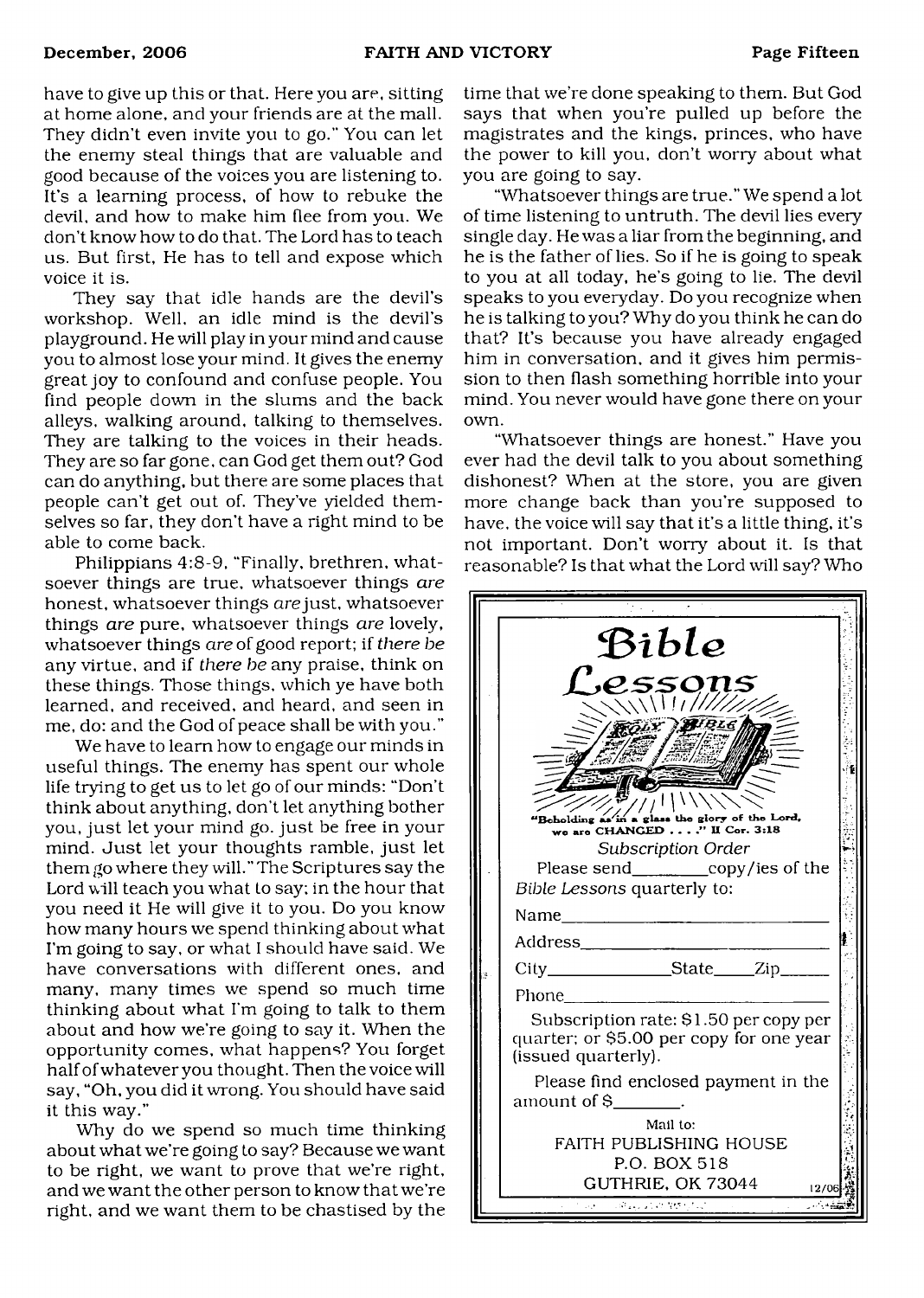have to give up this or that. Here you are, sitting at home alone, and your friends are at the mall. They didn't even invite you to go." You can let the enemy steal things that are valuable and good because of the voices you are listening to. It's a learning process, of how to rebuke the devil, and how to make him flee from you. We don't know how to do that. The Lord has to teach us. But first, He has to tell and expose which voice it is.

They say that idle hands are the devil's workshop. Well, an idle mind is the devil's playground. He will play in your mind and cause you to almost lose your mind. It gives the enemy great joy to confound and confuse people. You find people down in the slums and the back alleys, walking around, talking to themselves. They are talking to the voices in their heads. They are so far gone, can God get them out? God can do anything, but there are some places that people can't get out of. They've yielded themselves so far, they don't have a right mind to be able to come back.

Philippians 4:8-9, "Finally, brethren, whatsoever things are true, whatsoever things *are* honest, whatsoever things *are* just, whatsoever things *are* pure, whatsoever things *are* lovely, whatsoever things *are* of good report; if *there be* any virtue, and if *there be* any praise, think on these things. Those things, which ye have both learned, and received, and heard, and seen in me, do: and the God of peace shall be with you."

We have to learn how to engage our minds in useful things. The enemy has spent our whole life trying to get us to let go of our minds: "Don't think about anything, don't let anything bother you, just let your mind go. just be free in your mind. Just let your thoughts ramble, just let them go where they will." The Scriptures say the Lord will teach you what to say; in the hour that you need it He will give it to you. Do you know how many hours we spend thinking about what I'm going to say, or what I should have said. We have conversations with different ones, and many, many times we spend so much time thinking about what I'm going to talk to them about and how we're going to say it. When the opportunity comes, what happens? You forget half of whatever you thought. Then the voice will say, "Oh, you did it wrong. You should have said it this way."

Why do we spend so much time thinking about what we're going to say? Because we want to be right, we want to prove that we're right, and we want the other person to know that we're right, and we want them to be chastised by the time that we're done speaking to them. But God says that when you're pulled up before the magistrates and the kings, princes, who have the power to kill you, don't worry about what you are going to say.

"Whatsoever things are true." We spend a lot of time listening to untruth. The devil lies every single day. He was a liar from the beginning, and he is the father of lies. So if he is going to speak to you at all today, he's going to lie. The devil speaks to you everyday. Do you recognize when he is talking to you? Why do you think he can do that? It's because you have already engaged him in conversation, and it gives him permission to then flash something horrible into your mind. You never would have gone there on your own.

"Whatsoever things are honest." Have you ever had the devil talk to you about something dishonest? When at the store, you are given more change back than you're supposed to have, the voice will say that it's a little thing, it's not important. Don't worry about it. Is that reasonable? Is that what the Lord will say? Who

---

## Bible Lessons

"Beholding as in a glass the glory of the Lord, we are CHANGED . . . ." II Cor. 3:18

*Subscription Order*

Please send________copy/ies of the *Bible Lessons* quarterly to:

Name______________________________

Address____________________________

City____________State_____Zip______

Phone_____________________________

Subscription rate: $1.50 per copy per quarter; or $5.00 per copy for one year (issued quarterly).

Please find enclosed payment in the amount of $________.

Mail to:
FAITH PUBLISHING HOUSE
P.O. BOX 518
GUTHRIE, OK 73044

12/06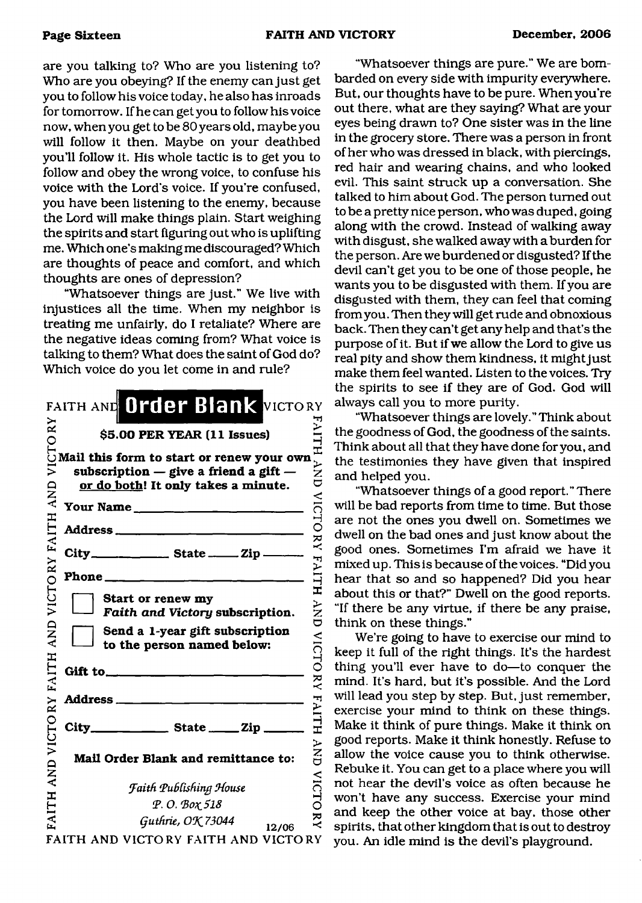are you talking to? Who are you listening to? Who are you obeying? If the enemy can just get you to follow his voice today, he also has inroads for tomorrow. If he can get you to follow his voice now, when you get to be 80 years old, maybe you will follow it then. Maybe on your deathbed you'll follow it. His whole tactic is to get you to follow and obey the wrong voice, to confuse his voice with the Lord's voice. If you're confused, you have been listening to the enemy, because the Lord will make things plain. Start weighing the spirits and start figuring out who is uplifting me. Which one's making me discouraged? Which are thoughts of peace and comfort, and which thoughts are ones of depression?

"Whatsoever things are just." We live with injustices all the time. When my neighbor is treating me unfairly, do I retaliate? Where are the negative ideas coming from? What voice is talking to them? What does the saint of God do? Which voice do you let come in and rule?

FAITH AND **Order Blank** VICTORY

**$5.00 PER YEAR (11 Issues)**

**Mail this form to start or renew your own subscription — give a friend a gift — or do both! It only takes a minute.**

**Your Name** ______________________

**Address** ______________________

**City**__________ **State** _____ **Zip** ______

**Phone** ______________________

☐ **Start or renew my *Faith and Victory* subscription.**

☐ **Send a 1-year gift subscription to the person named below:**

**Gift to**______________________

**Address** ______________________

**City**__________ **State** _____ **Zip** ______

**Mail Order Blank and remittance to:**

*Faith Publishing House*
*P. O. Box 518*
*Guthrie, OK 73044*

12/06

"Whatsoever things are pure." We are bombarded on every side with impurity everywhere. But, our thoughts have to be pure. When you're out there, what are they saying? What are your eyes being drawn to? One sister was in the line in the grocery store. There was a person in front of her who was dressed in black, with piercings, red hair and wearing chains, and who looked evil. This saint struck up a conversation. She talked to him about God. The person turned out to be a pretty nice person, who was duped, going along with the crowd. Instead of walking away with disgust, she walked away with a burden for the person. Are we burdened or disgusted? If the devil can't get you to be one of those people, he wants you to be disgusted with them. If you are disgusted with them, they can feel that coming from you. Then they will get rude and obnoxious back. Then they can't get any help and that's the purpose of it. But if we allow the Lord to give us real pity and show them kindness, it might just make them feel wanted. Listen to the voices. Try the spirits to see if they are of God. God will always call you to more purity.

"Whatsoever things are lovely." Think about the goodness of God, the goodness of the saints. Think about all that they have done for you, and the testimonies they have given that inspired and helped you.

"Whatsoever things of a good report." There will be bad reports from time to time. But those are not the ones you dwell on. Sometimes we dwell on the bad ones and just know about the good ones. Sometimes I'm afraid we have it mixed up. This is because of the voices. "Did you hear that so and so happened? Did you hear about this or that?" Dwell on the good reports. "If there be any virtue, if there be any praise, think on these things."

We're going to have to exercise our mind to keep it full of the right things. It's the hardest thing you'll ever have to do—to conquer the mind. It's hard, but it's possible. And the Lord will lead you step by step. But, just remember, exercise your mind to think on these things. Make it think of pure things. Make it think on good reports. Make it think honestly. Refuse to allow the voice cause you to think otherwise. Rebuke it. You can get to a place where you will not hear the devil's voice as often because he won't have any success. Exercise your mind and keep the other voice at bay, those other spirits, that other kingdom that is out to destroy you. An idle mind is the devil's playground.